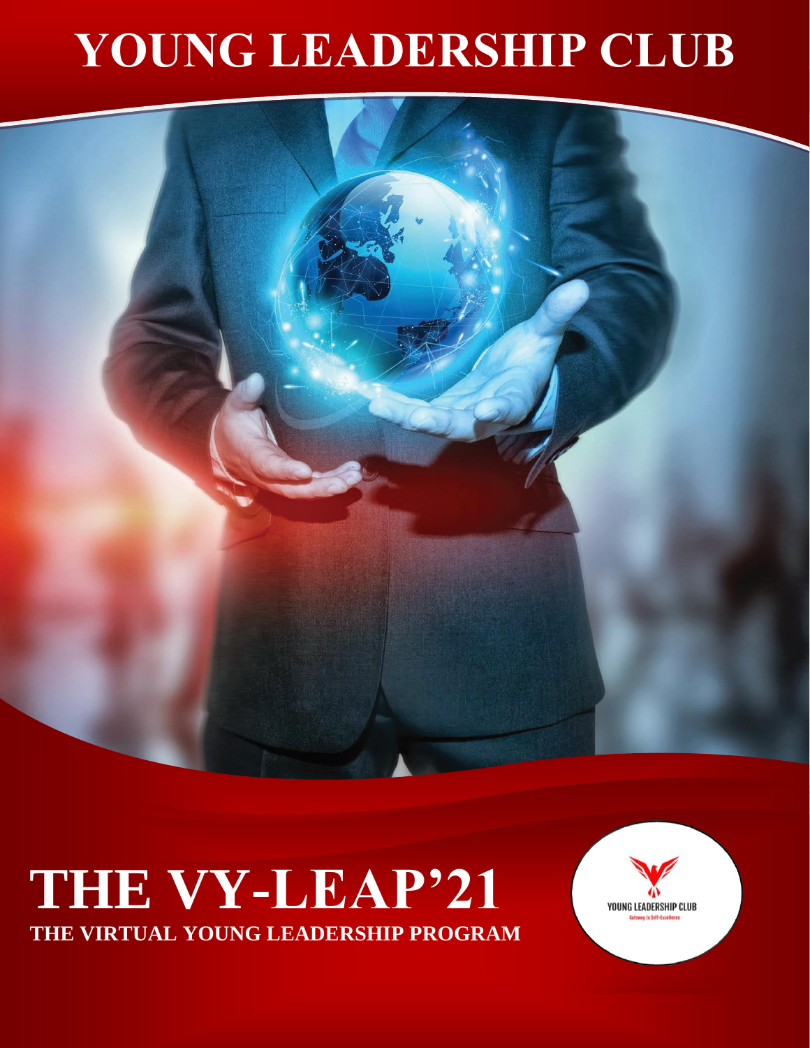# YOUNG LEADERSHIP CLUB

# THE VY-LEAP'21

**THE VIRTUAL YOUNG LEADERSHIP PROGRAM**

YOUNG LEADERSHIP CLUB
Gateway to Self-Excellence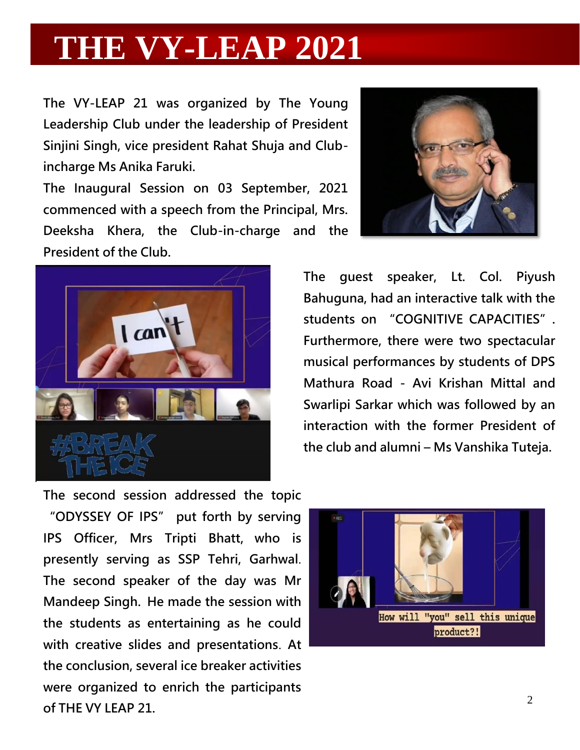# THE VY-LEAP 2021

The VY-LEAP 21 was organized by The Young Leadership Club under the leadership of President Sinjini Singh, vice president Rahat Shuja and Club-incharge Ms Anika Faruki.

The Inaugural Session on 03 September, 2021 commenced with a speech from the Principal, Mrs. Deeksha Khera, the Club-in-charge and the President of the Club.

The guest speaker, Lt. Col. Piyush Bahuguna, had an interactive talk with the students on "COGNITIVE CAPACITIES". Furthermore, there were two spectacular musical performances by students of DPS Mathura Road - Avi Krishan Mittal and Swarlipi Sarkar which was followed by an interaction with the former President of the club and alumni – Ms Vanshika Tuteja.

The second session addressed the topic "ODYSSEY OF IPS" put forth by serving IPS Officer, Mrs Tripti Bhatt, who is presently serving as SSP Tehri, Garhwal. The second speaker of the day was Mr Mandeep Singh. He made the session with the students as entertaining as he could with creative slides and presentations. At the conclusion, several ice breaker activities were organized to enrich the participants of THE VY LEAP 21.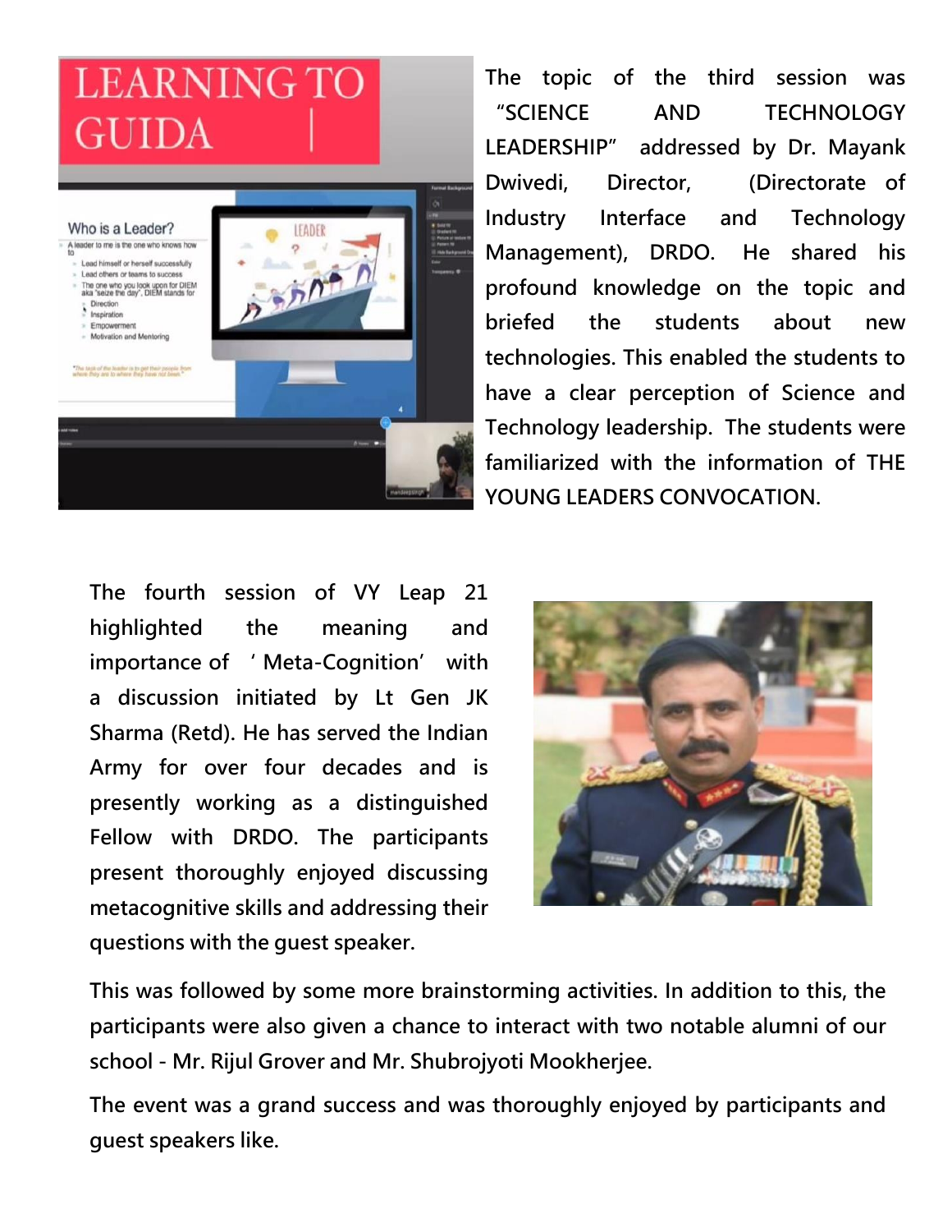The topic of the third session was "SCIENCE AND TECHNOLOGY LEADERSHIP" addressed by Dr. Mayank Dwivedi, Director, (Directorate of Industry Interface and Technology Management), DRDO. He shared his profound knowledge on the topic and briefed the students about new technologies. This enabled the students to have a clear perception of Science and Technology leadership. The students were familiarized with the information of THE YOUNG LEADERS CONVOCATION.

The fourth session of VY Leap 21 highlighted the meaning and importance of 'Meta-Cognition' with a discussion initiated by Lt Gen JK Sharma (Retd). He has served the Indian Army for over four decades and is presently working as a distinguished Fellow with DRDO. The participants present thoroughly enjoyed discussing metacognitive skills and addressing their questions with the guest speaker.

This was followed by some more brainstorming activities. In addition to this, the participants were also given a chance to interact with two notable alumni of our school - Mr. Rijul Grover and Mr. Shubrojyoti Mookherjee.

The event was a grand success and was thoroughly enjoyed by participants and guest speakers like.